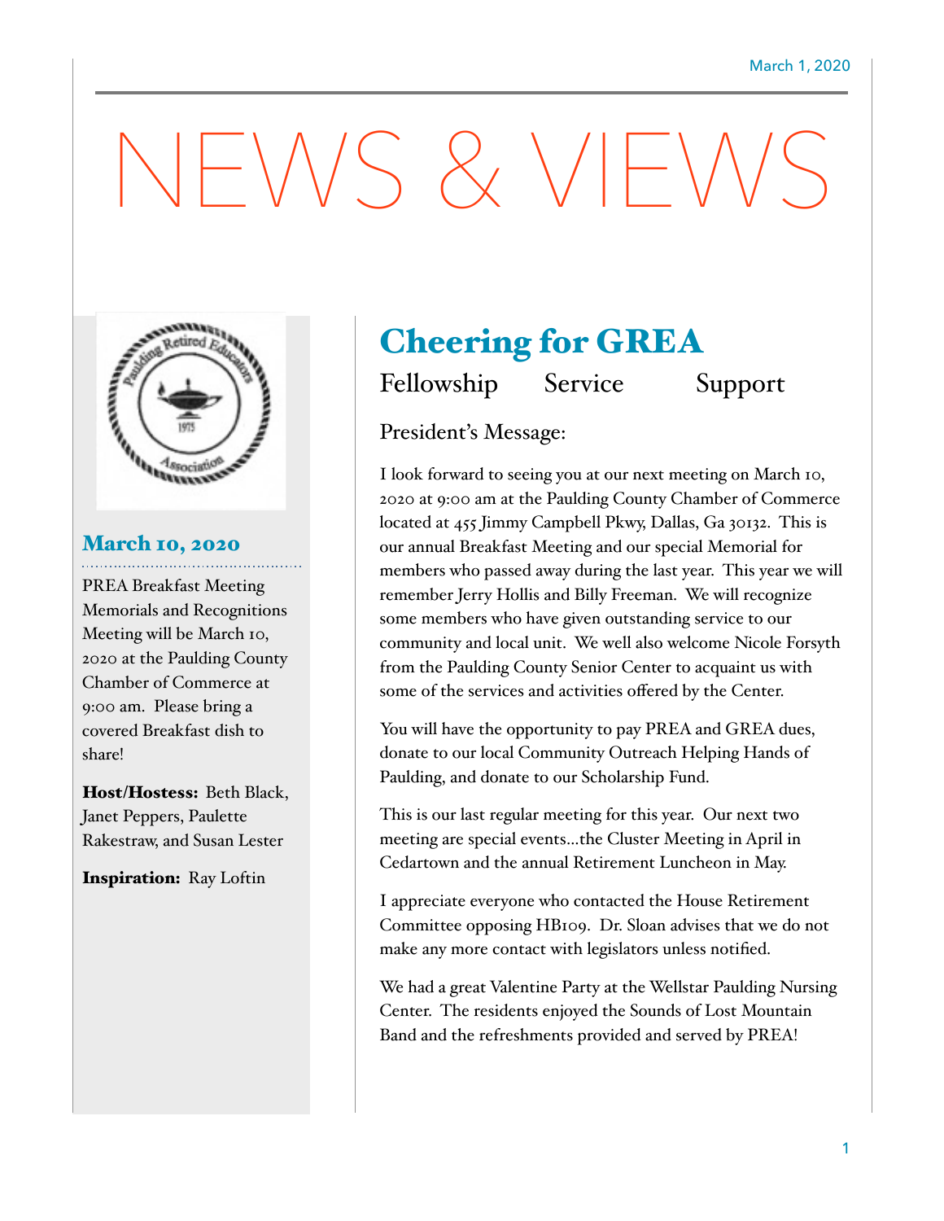March 1, 2020

# NEWS & VIEWS

## March 10, 2020

PREA Breakfast Meeting Memorials and Recognitions Meeting will be March 10, 2020 at the Paulding County Chamber of Commerce at 9:00 am. Please bring a covered Breakfast dish to share!

**Host/Hostess:** Beth Black, Janet Peppers, Paulette Rakestraw, and Susan Lester

**Inspiration:** Ray Loftin

## Cheering for GREA

Fellowship Service Support

### President's Message:

I look forward to seeing you at our next meeting on March 10, 2020 at 9:00 am at the Paulding County Chamber of Commerce located at 455 Jimmy Campbell Pkwy, Dallas, Ga 30132. This is our annual Breakfast Meeting and our special Memorial for members who passed away during the last year. This year we will remember Jerry Hollis and Billy Freeman. We will recognize some members who have given outstanding service to our community and local unit. We well also welcome Nicole Forsyth from the Paulding County Senior Center to acquaint us with some of the services and activities offered by the Center.

You will have the opportunity to pay PREA and GREA dues, donate to our local Community Outreach Helping Hands of Paulding, and donate to our Scholarship Fund.

This is our last regular meeting for this year. Our next two meeting are special events…the Cluster Meeting in April in Cedartown and the annual Retirement Luncheon in May.

I appreciate everyone who contacted the House Retirement Committee opposing HB109. Dr. Sloan advises that we do not make any more contact with legislators unless notified.

We had a great Valentine Party at the Wellstar Paulding Nursing Center. The residents enjoyed the Sounds of Lost Mountain Band and the refreshments provided and served by PREA!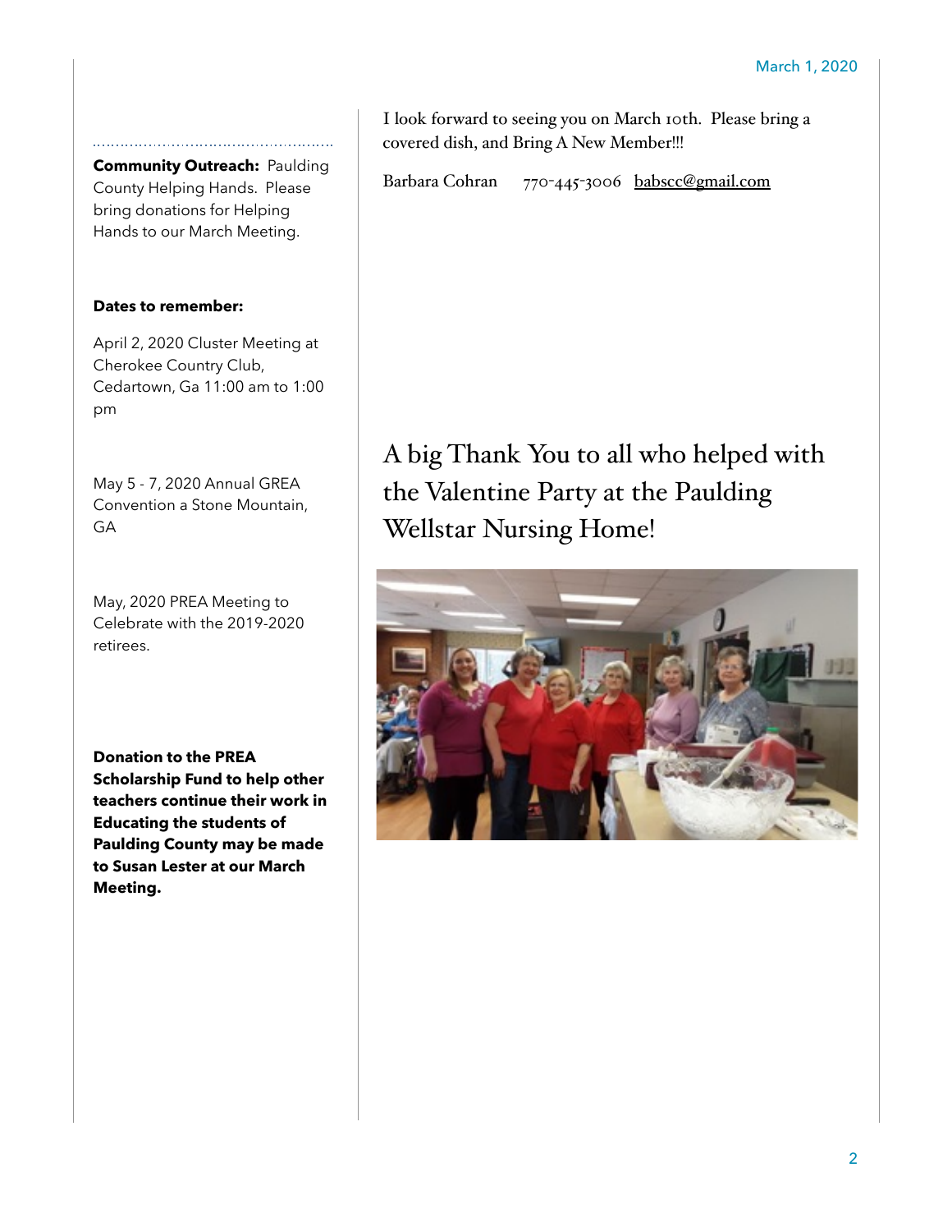**Community Outreach:** Paulding County Helping Hands. Please bring donations for Helping Hands to our March Meeting.

**Dates to remember:**

April 2, 2020 Cluster Meeting at Cherokee Country Club, Cedartown, Ga 11:00 am to 1:00 pm

May 5 - 7, 2020 Annual GREA Convention a Stone Mountain, GA

May, 2020 PREA Meeting to Celebrate with the 2019-2020 retirees.

**Donation to the PREA Scholarship Fund to help other teachers continue their work in Educating the students of Paulding County may be made to Susan Lester at our March Meeting.**

I look forward to seeing you on March 10th. Please bring a covered dish, and Bring A New Member!!!

Barbara Cohran 770-445-3006 babscc@gmail.com

## A big Thank You to all who helped with the Valentine Party at the Paulding Wellstar Nursing Home!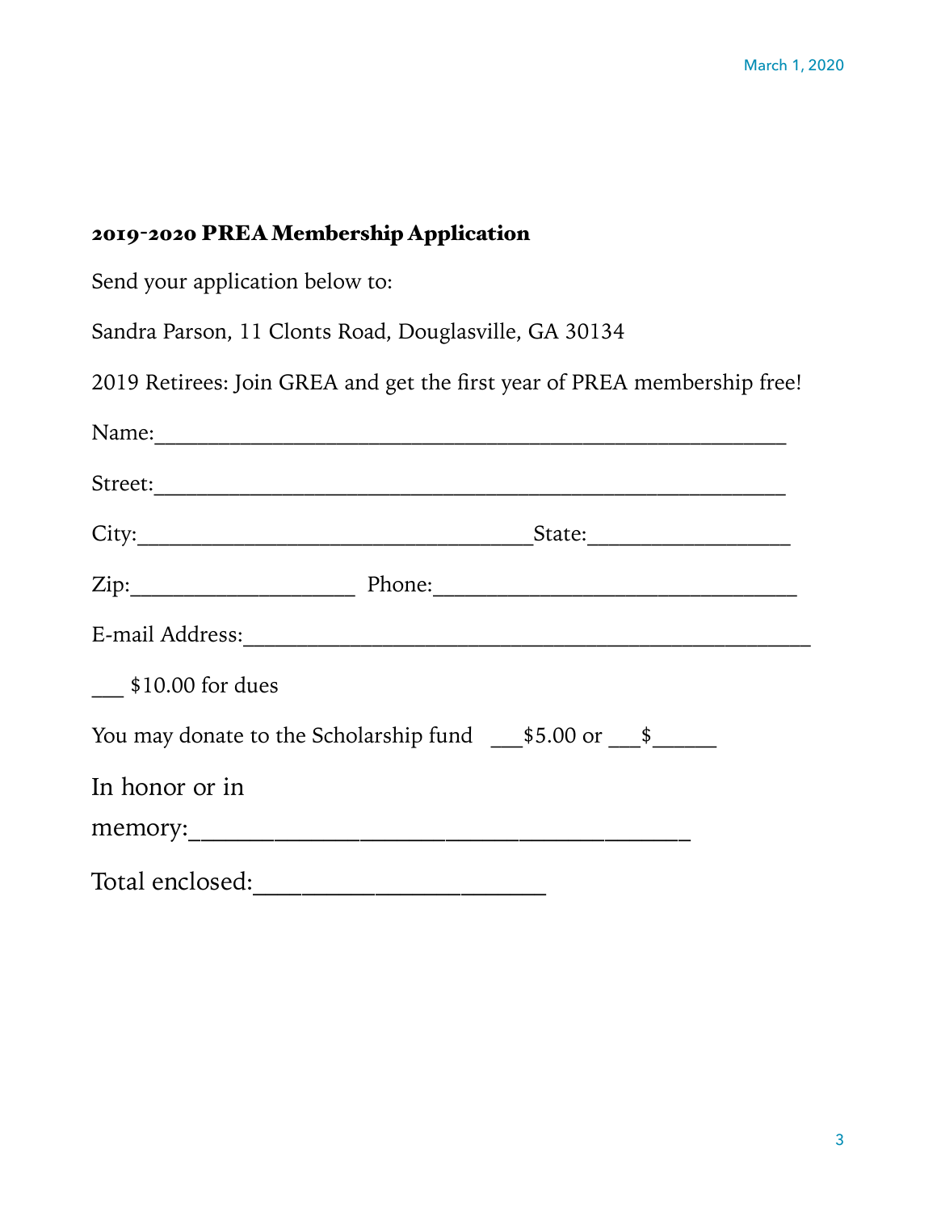## 2019-2020 PREA Membership Application

Send your application below to:

Sandra Parson, 11 Clonts Road, Douglasville, GA 30134

2019 Retirees: Join GREA and get the first year of PREA membership free!

Name:_______________________________________________________

Street:_______________________________________________________

City:___________________________________State:__________________

Zip:____________________ Phone:_________________________________

E-mail Address:_________________________________________________

___ $10.00 for dues

You may donate to the Scholarship fund ___$5.00 or ___$______

In honor or in memory:________________________________________

Total enclosed:_________________________